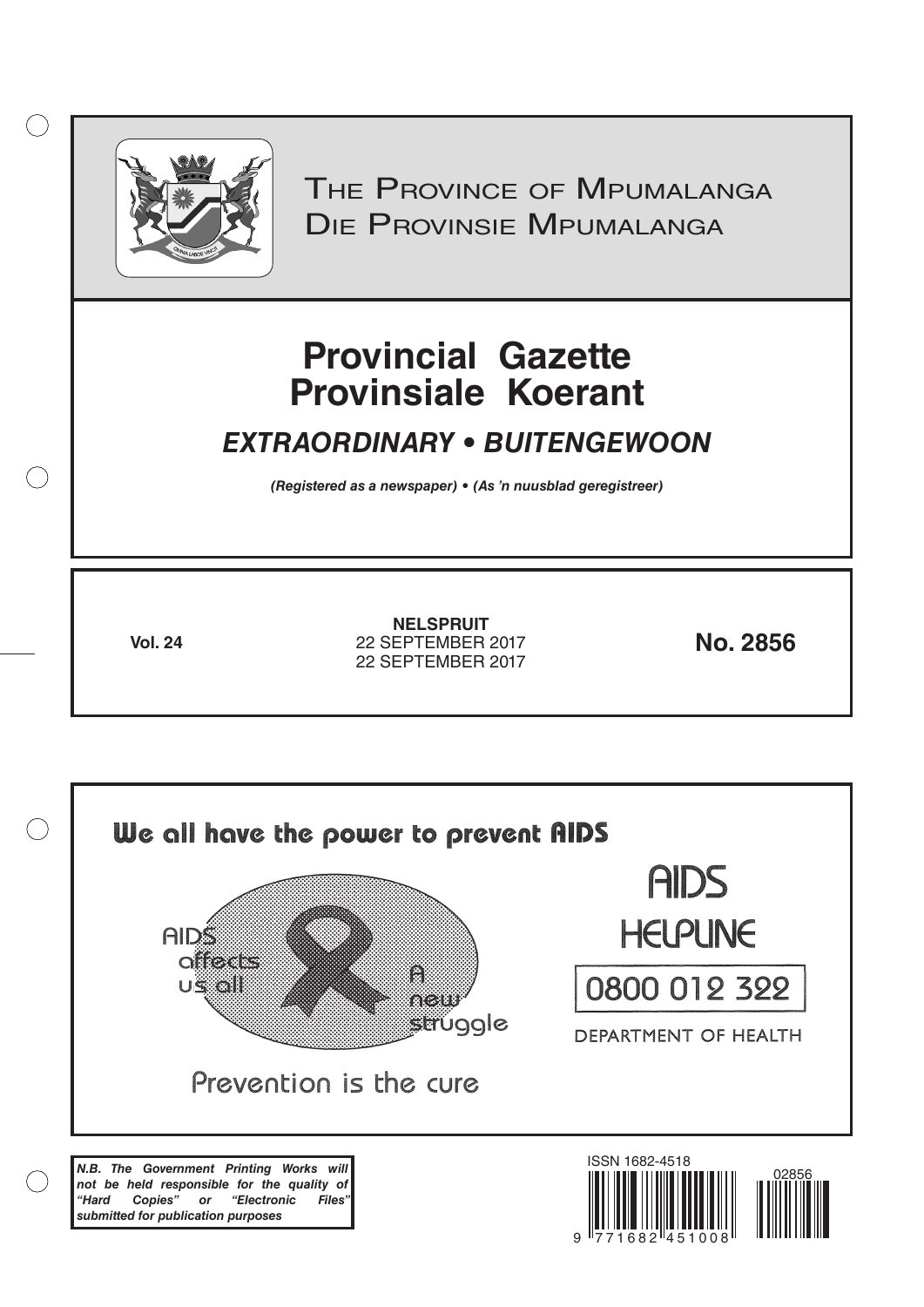# The Province of Mpumalanga
# Die Provinsie Mpumalanga

# Provincial Gazette
# Provinsiale Koerant

## *EXTRAORDINARY • BUITENGEWOON*

***(Registered as a newspaper) • (As 'n nuusblad geregistreer)***

**Vol. 24**

**NELSPRUIT**
22 SEPTEMBER 2017
22 SEPTEMBER 2017

**No. 2856**

We all have the power to prevent AIDS

AIDS affects us all

A new struggle

Prevention is the cure

AIDS HELPLINE

0800 012 322

DEPARTMENT OF HEALTH

***N.B. The Government Printing Works will not be held responsible for the quality of "Hard Copies" or "Electronic Files" submitted for publication purposes***

ISSN 1682-4518

02856

9 771682 451008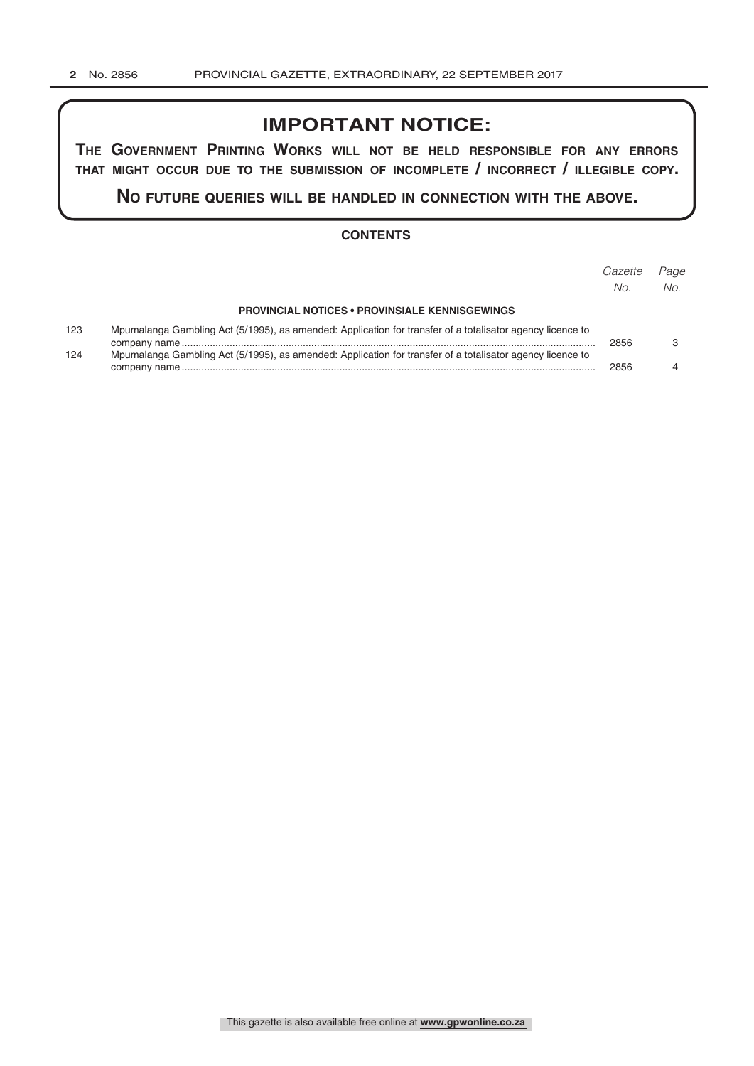# IMPORTANT NOTICE:

**THE GOVERNMENT PRINTING WORKS WILL NOT BE HELD RESPONSIBLE FOR ANY ERRORS THAT MIGHT OCCUR DUE TO THE SUBMISSION OF INCOMPLETE / INCORRECT / ILLEGIBLE COPY.**

**NO FUTURE QUERIES WILL BE HANDLED IN CONNECTION WITH THE ABOVE.**

## CONTENTS

| | | *Gazette No.* | *Page No.* |
|---|---|---|---|
| | **PROVINCIAL NOTICES • PROVINSIALE KENNISGEWINGS** | | |
| 123 | Mpumalanga Gambling Act (5/1995), as amended: Application for transfer of a totalisator agency licence to company name | 2856 | 3 |
| 124 | Mpumalanga Gambling Act (5/1995), as amended: Application for transfer of a totalisator agency licence to company name | 2856 | 4 |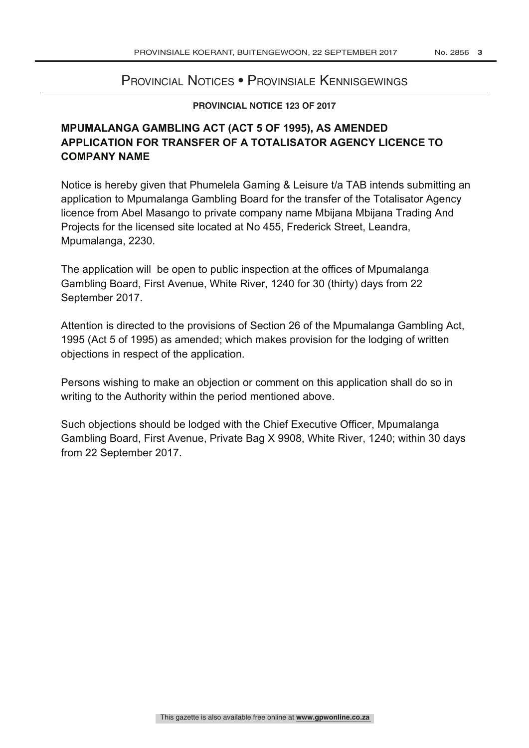# Provincial Notices • Provinsiale Kennisgewings

**PROVINCIAL NOTICE 123 OF 2017**

## MPUMALANGA GAMBLING ACT (ACT 5 OF 1995), AS AMENDED APPLICATION FOR TRANSFER OF A TOTALISATOR AGENCY LICENCE TO COMPANY NAME

Notice is hereby given that Phumelela Gaming & Leisure t/a TAB intends submitting an application to Mpumalanga Gambling Board for the transfer of the Totalisator Agency licence from Abel Masango to private company name Mbijana Mbijana Trading And Projects for the licensed site located at No 455, Frederick Street, Leandra, Mpumalanga, 2230.

The application will be open to public inspection at the offices of Mpumalanga Gambling Board, First Avenue, White River, 1240 for 30 (thirty) days from 22 September 2017.

Attention is directed to the provisions of Section 26 of the Mpumalanga Gambling Act, 1995 (Act 5 of 1995) as amended; which makes provision for the lodging of written objections in respect of the application.

Persons wishing to make an objection or comment on this application shall do so in writing to the Authority within the period mentioned above.

Such objections should be lodged with the Chief Executive Officer, Mpumalanga Gambling Board, First Avenue, Private Bag X 9908, White River, 1240; within 30 days from 22 September 2017.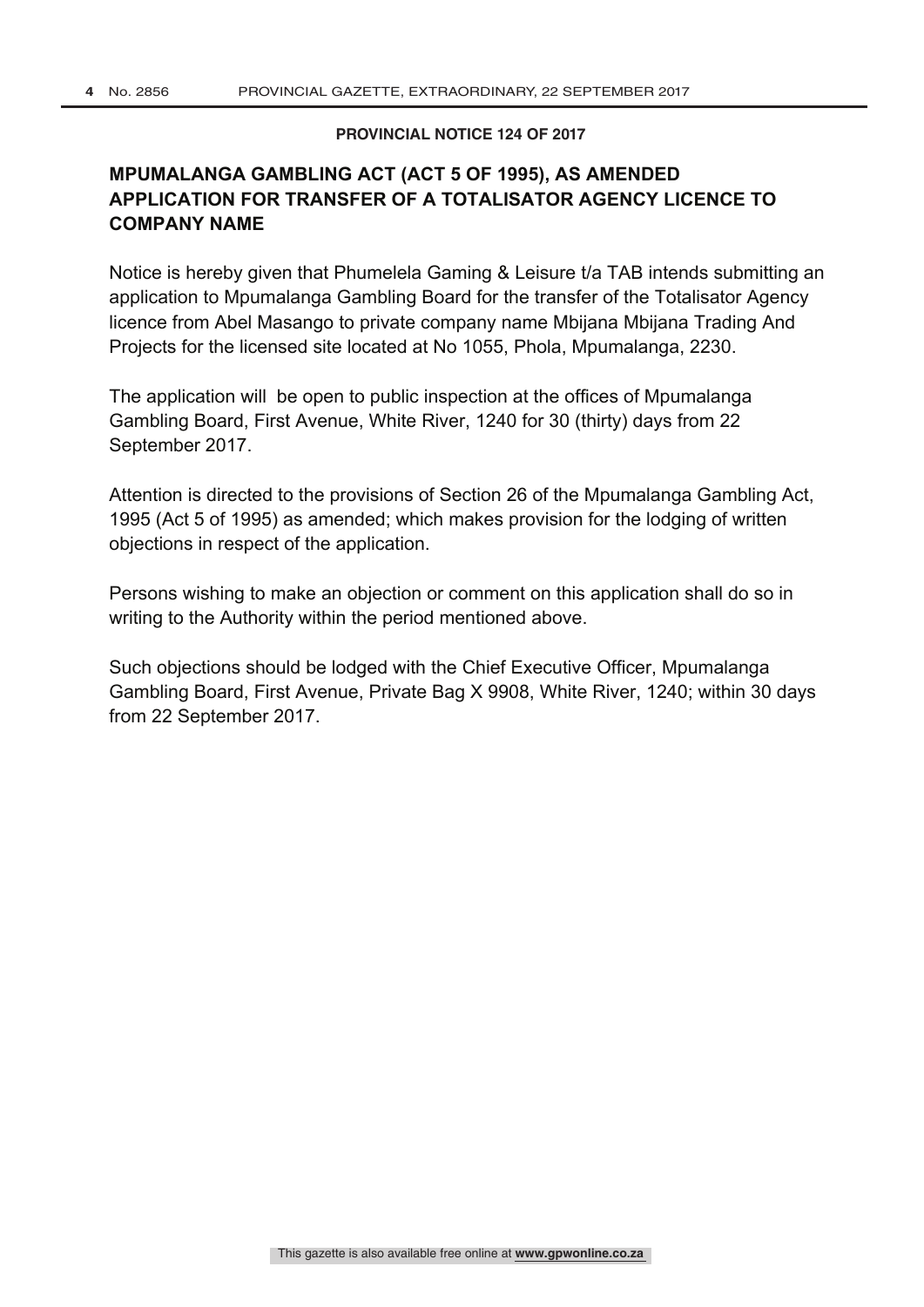**PROVINCIAL NOTICE 124 OF 2017**

## MPUMALANGA GAMBLING ACT (ACT 5 OF 1995), AS AMENDED APPLICATION FOR TRANSFER OF A TOTALISATOR AGENCY LICENCE TO COMPANY NAME

Notice is hereby given that Phumelela Gaming & Leisure t/a TAB intends submitting an application to Mpumalanga Gambling Board for the transfer of the Totalisator Agency licence from Abel Masango to private company name Mbijana Mbijana Trading And Projects for the licensed site located at No 1055, Phola, Mpumalanga, 2230.

The application will be open to public inspection at the offices of Mpumalanga Gambling Board, First Avenue, White River, 1240 for 30 (thirty) days from 22 September 2017.

Attention is directed to the provisions of Section 26 of the Mpumalanga Gambling Act, 1995 (Act 5 of 1995) as amended; which makes provision for the lodging of written objections in respect of the application.

Persons wishing to make an objection or comment on this application shall do so in writing to the Authority within the period mentioned above.

Such objections should be lodged with the Chief Executive Officer, Mpumalanga Gambling Board, First Avenue, Private Bag X 9908, White River, 1240; within 30 days from 22 September 2017.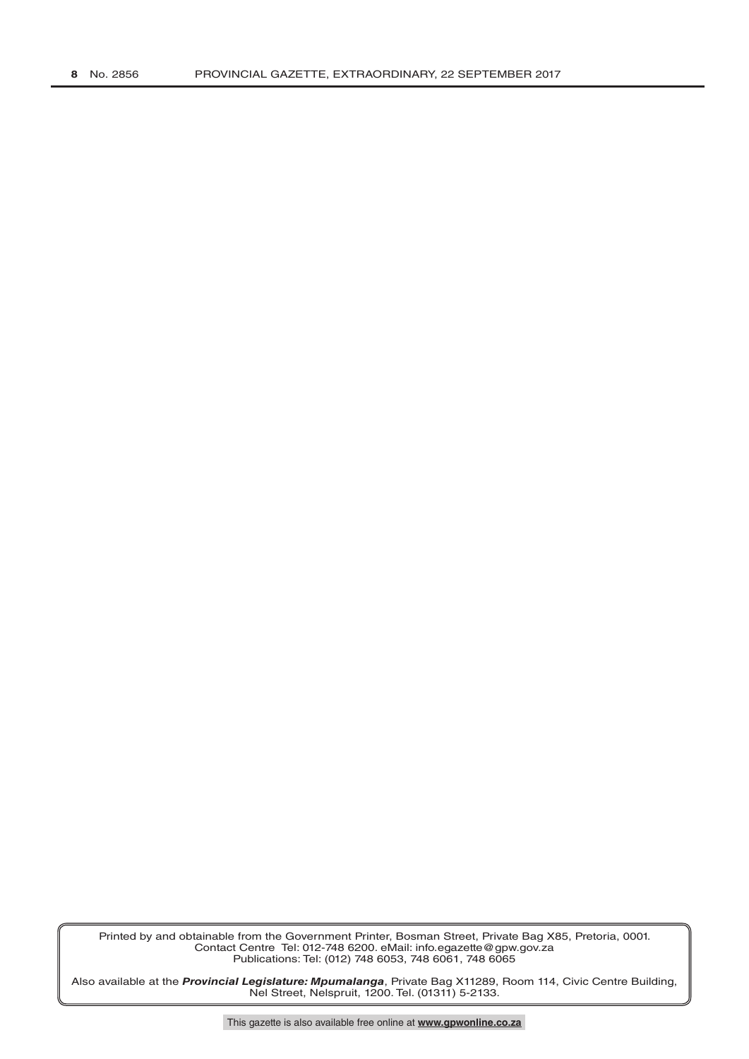Printed by and obtainable from the Government Printer, Bosman Street, Private Bag X85, Pretoria, 0001.
Contact Centre Tel: 012-748 6200. eMail: info.egazette@gpw.gov.za
Publications: Tel: (012) 748 6053, 748 6061, 748 6065

Also available at the ***Provincial Legislature: Mpumalanga***, Private Bag X11289, Room 114, Civic Centre Building, Nel Street, Nelspruit, 1200. Tel. (01311) 5-2133.

This gazette is also available free online at **www.gpwonline.co.za**